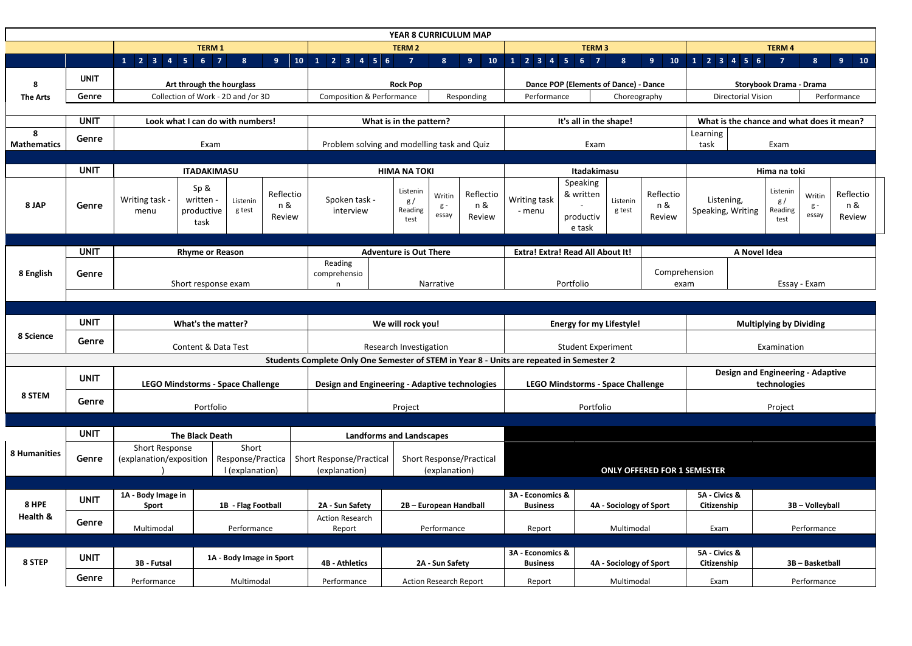# YEAR 8 CURRICULUM MAP

| | | TERM 1 | TERM 2 | TERM 3 | TERM 4 |
|---|---|---|---|---|---|
| | | 1 2 3 4 5 6 7 8 9 10 | 1 2 3 4 5 6 7 8 9 10 | 1 2 3 4 5 6 7 8 9 10 | 1 2 3 4 5 6 7 8 9 10 |
| **8 The Arts** | UNIT | **Art through the hourglass** | **Rock Pop** | **Dance POP (Elements of Dance) - Dance** | **Storybook Drama - Drama** |
| | Genre | Collection of Work - 2D and /or 3D | Composition & Performance; Responding | Performance; Choreography | Directorial Vision; Performance |
| **8 Mathematics** | UNIT | **Look what I can do with numbers!** | **What is in the pattern?** | **It's all in the shape!** | **What is the chance and what does it mean?** |
| | Genre | Exam | Problem solving and modelling task and Quiz | Exam | Learning task; Exam |
| **8 JAP** | UNIT | **ITADAKIMASU** | **HIMA NA TOKI** | **Itadakimasu** | **Hima na toki** |
| | Genre | Writing task - menu; Sp & written - productive task; Listening test; Reflection & Review | Spoken task - interview; Listening / Reading test; Writing - essay; Reflection & Review | Writing task - menu; Speaking & written - productive task; Listening test; Reflection & Review | Listening, Speaking, Writing; Listening / Reading test; Writing - essay; Reflection & Review |
| **8 English** | UNIT | **Rhyme or Reason** | **Adventure is Out There** | **Extra! Extra! Read All About It!** | **A Novel Idea** |
| | Genre | Short response exam | Reading comprehension; Narrative | Portfolio | Comprehension exam; Essay - Exam |
| **8 Science** | UNIT | **What's the matter?** | **We will rock you!** | **Energy for my Lifestyle!** | **Multiplying by Dividing** |
| | Genre | Content & Data Test | Research Investigation | Student Experiment | Examination |
| | | **Students Complete Only One Semester of STEM in Year 8 - Units are repeated in Semester 2** | | | |
| **8 STEM** | UNIT | **LEGO Mindstorms - Space Challenge** | **Design and Engineering - Adaptive technologies** | **LEGO Mindstorms - Space Challenge** | **Design and Engineering - Adaptive technologies** |
| | Genre | Portfolio | Project | Portfolio | Project |
| **8 Humanities** | UNIT | **The Black Death** | **Landforms and Landscapes** | **ONLY OFFERED FOR 1 SEMESTER** | |
| | Genre | Short Response (explanation/exposition); Short Response/Practical (explanation) | Short Response/Practical (explanation); Short Response/Practical (explanation) | | |
| **8 HPE Health &** | UNIT | **1A - Body Image in Sport**; **1B - Flag Football** | **2A - Sun Safety**; **2B – European Handball** | **3A - Economics & Business**; **4A - Sociology of Sport** | **5A - Civics & Citizenship**; **3B – Volleyball** |
| | Genre | Multimodal; Performance | Action Research Report; Performance | Report; Multimodal | Exam; Performance |
| **8 STEP** | UNIT | **3B - Futsal**; **1A - Body Image in Sport** | **4B - Athletics**; **2A - Sun Safety** | **3A - Economics & Business**; **4A - Sociology of Sport** | **5A - Civics & Citizenship**; **3B – Basketball** |
| | Genre | Performance; Multimodal | Performance; Action Research Report | Report; Multimodal | Exam; Performance |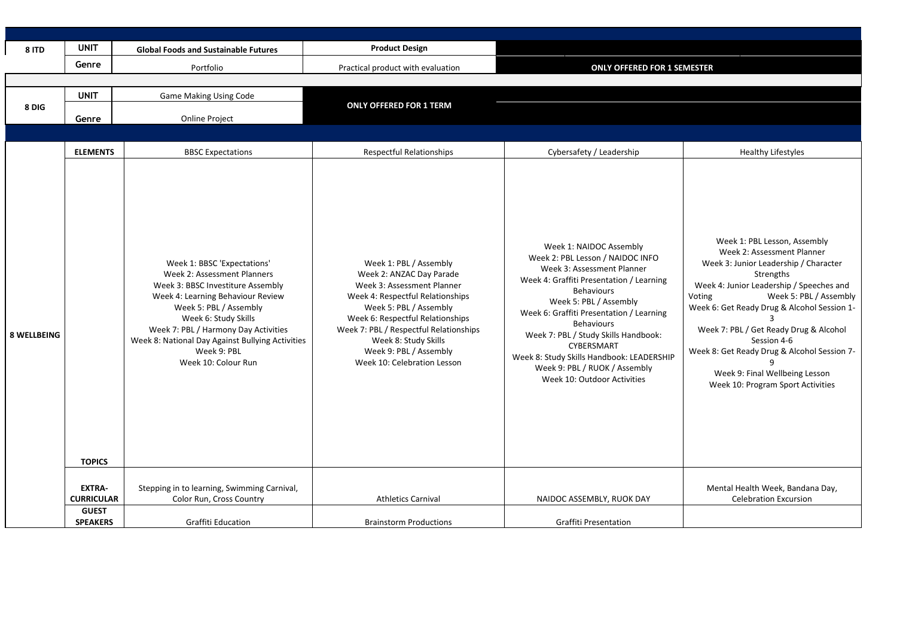| | | | | | |
|---|---|---|---|---|---|
| 8 ITD | UNIT | **Global Foods and Sustainable Futures** | **Product Design** | | |
| | Genre | Portfolio | Practical product with evaluation | **ONLY OFFERED FOR 1 SEMESTER** | |
| 8 DIG | UNIT | Game Making Using Code | **ONLY OFFERED FOR 1 TERM** | | |
| | Genre | Online Project | | | |
| 8 WELLBEING | ELEMENTS | BBSC Expectations | Respectful Relationships | Cybersafety / Leadership | Healthy Lifestyles |
| | TOPICS | Week 1: BBSC 'Expectations'<br>Week 2: Assessment Planners<br>Week 3: BBSC Investiture Assembly<br>Week 4: Learning Behaviour Review<br>Week 5: PBL / Assembly<br>Week 6: Study Skills<br>Week 7: PBL / Harmony Day Activities<br>Week 8: National Day Against Bullying Activities<br>Week 9: PBL<br>Week 10: Colour Run | Week 1: PBL / Assembly<br>Week 2: ANZAC Day Parade<br>Week 3: Assessment Planner<br>Week 4: Respectful Relationships<br>Week 5: PBL / Assembly<br>Week 6: Respectful Relationships<br>Week 7: PBL / Respectful Relationships<br>Week 8: Study Skills<br>Week 9: PBL / Assembly<br>Week 10: Celebration Lesson | Week 1: NAIDOC Assembly<br>Week 2: PBL Lesson / NAIDOC INFO<br>Week 3: Assessment Planner<br>Week 4: Graffiti Presentation / Learning Behaviours<br>Week 5: PBL / Assembly<br>Week 6: Graffiti Presentation / Learning Behaviours<br>Week 7: PBL / Study Skills Handbook: CYBERSMART<br>Week 8: Study Skills Handbook: LEADERSHIP<br>Week 9: PBL / RUOK / Assembly<br>Week 10: Outdoor Activities | Week 1: PBL Lesson, Assembly<br>Week 2: Assessment Planner<br>Week 3: Junior Leadership / Character Strengths<br>Week 4: Junior Leadership / Speeches and Voting<br>Week 5: PBL / Assembly<br>Week 6: Get Ready Drug & Alcohol Session 1-3<br>Week 7: PBL / Get Ready Drug & Alcohol Session 4-6<br>Week 8: Get Ready Drug & Alcohol Session 7-9<br>Week 9: Final Wellbeing Lesson<br>Week 10: Program Sport Activities |
| | EXTRA-CURRICULAR | Stepping in to learning, Swimming Carnival, Color Run, Cross Country | Athletics Carnival | NAIDOC ASSEMBLY, RUOK DAY | Mental Health Week, Bandana Day, Celebration Excursion |
| | GUEST SPEAKERS | Graffiti Education | Brainstorm Productions | Graffiti Presentation | |